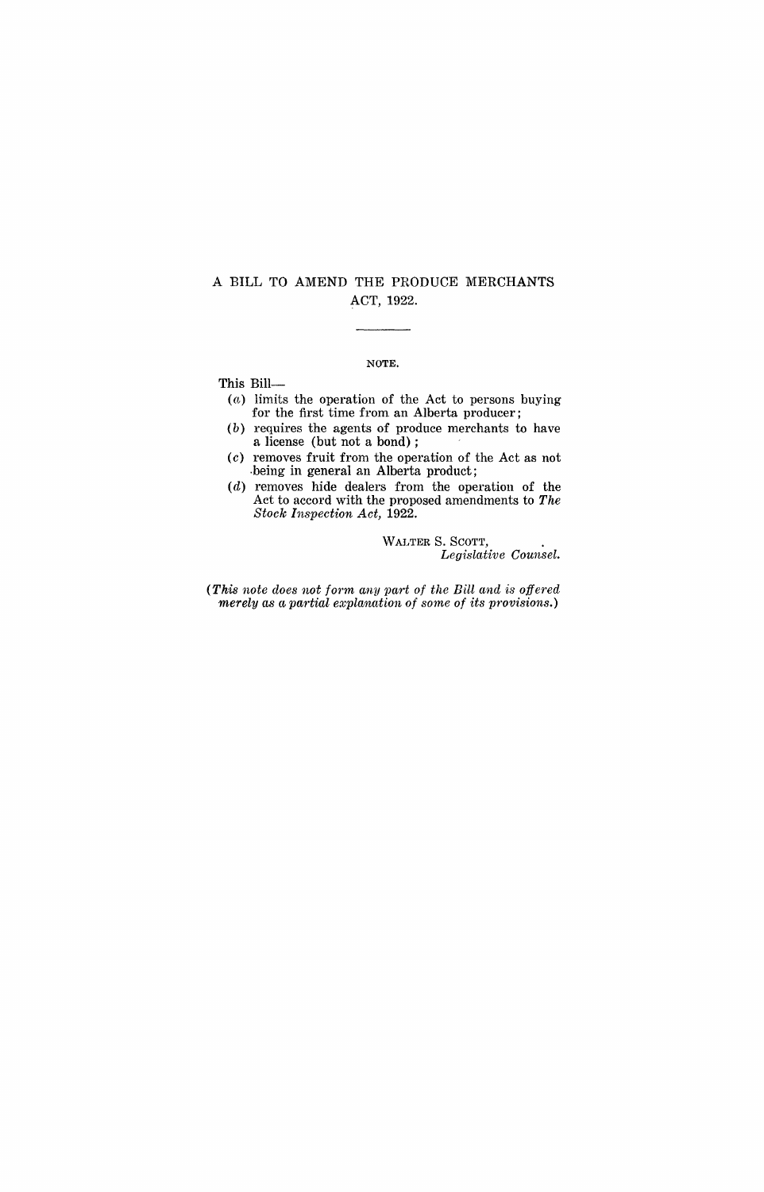# A BILL TO AMEND THE PRODUCE MERCHANTS ACT, 1922.

---

NOTE.

This Bill—

(a) limits the operation of the Act to persons buying for the first time from an Alberta producer;

(b) requires the agents of produce merchants to have a license (but not a bond);

(c) removes fruit from the operation of the Act as not being in general an Alberta product;

(d) removes hide dealers from the operation of the Act to accord with the proposed amendments to *The Stock Inspection Act*, 1922.

WALTER S. SCOTT,
*Legislative Counsel.*

*(This note does not form any part of the Bill and is offered merely as a partial explanation of some of its provisions.)*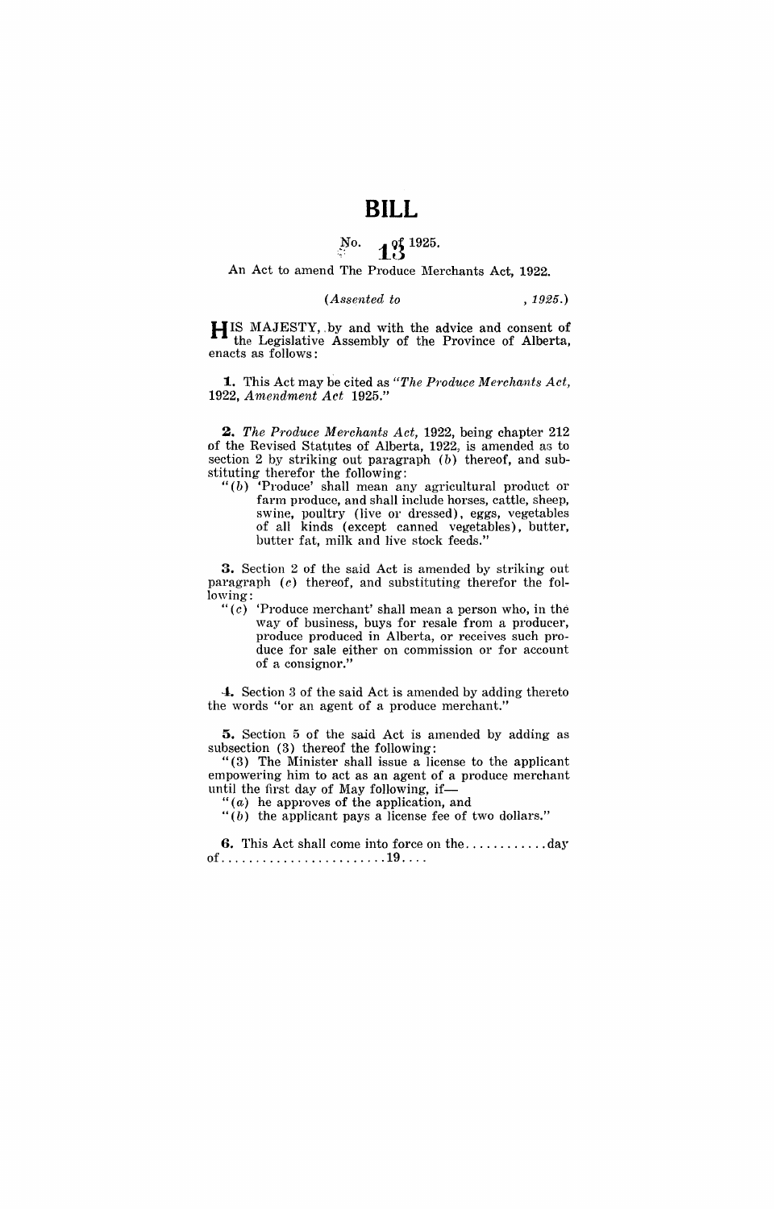# BILL

No. 13 of 1925.

An Act to amend The Produce Merchants Act, 1922.

*(Assented to , 1925.)*

HIS MAJESTY, by and with the advice and consent of the Legislative Assembly of the Province of Alberta, enacts as follows:

**1.** This Act may be cited as *"The Produce Merchants Act, 1922, Amendment Act 1925."*

**2.** *The Produce Merchants Act*, 1922, being chapter 212 of the Revised Statutes of Alberta, 1922, is amended as to section 2 by striking out paragraph (*b*) thereof, and substituting therefor the following:

"(*b*) 'Produce' shall mean any agricultural product or farm produce, and shall include horses, cattle, sheep, swine, poultry (live or dressed), eggs, vegetables of all kinds (except canned vegetables), butter, butter fat, milk and live stock feeds."

**3.** Section 2 of the said Act is amended by striking out paragraph (*c*) thereof, and substituting therefor the following:

"(*c*) 'Produce merchant' shall mean a person who, in the way of business, buys for resale from a producer, produce produced in Alberta, or receives such produce for sale either on commission or for account of a consignor."

**4.** Section 3 of the said Act is amended by adding thereto the words "or an agent of a produce merchant."

**5.** Section 5 of the said Act is amended by adding as subsection (3) thereof the following:

"(3) The Minister shall issue a license to the applicant empowering him to act as an agent of a produce merchant until the first day of May following, if—

"(*a*) he approves of the application, and

"(*b*) the applicant pays a license fee of two dollars."

**6.** This Act shall come into force on the............day of........................19....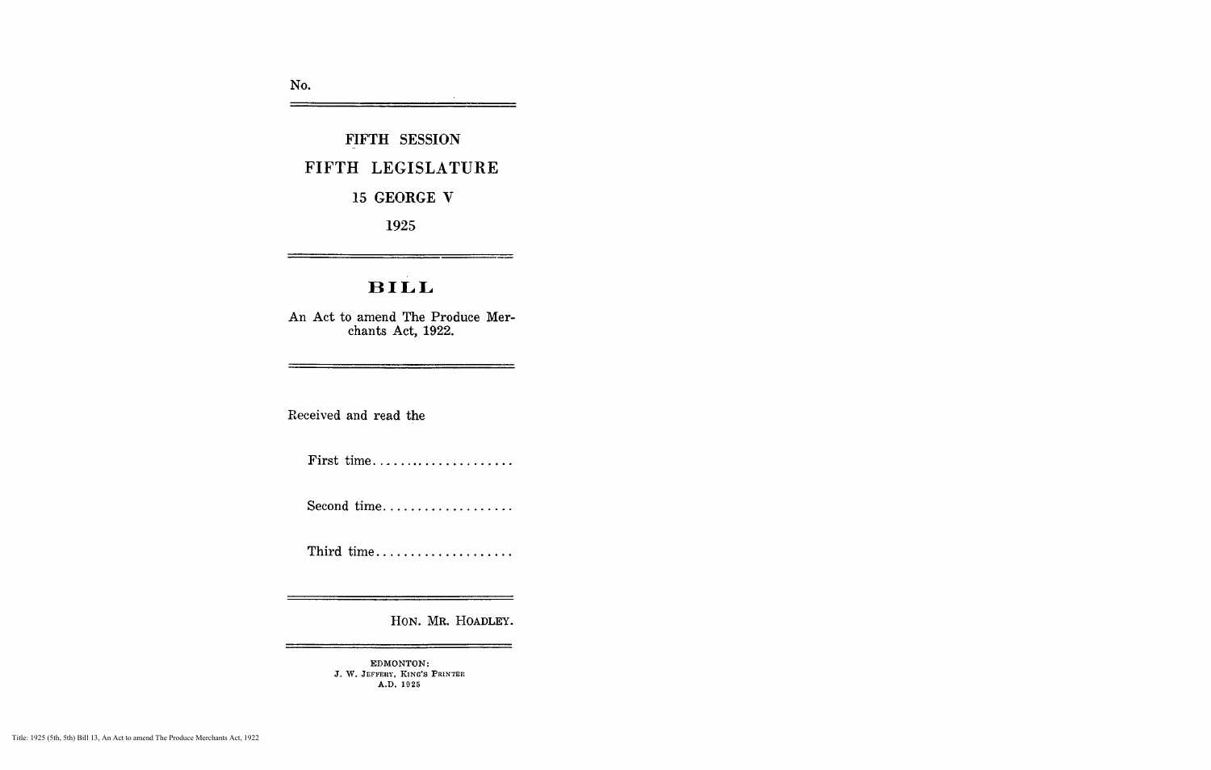No.

FIFTH SESSION

FIFTH LEGISLATURE

15 GEORGE V

1925

# BILL

An Act to amend The Produce Merchants Act, 1922.

Received and read the

First time....................

Second time..................

Third time...................

HON. MR. HOADLEY.

EDMONTON:
J. W. JEFFERY, KING'S PRINTER
A.D. 1925

Title: 1925 (5th, 5th) Bill 13, An Act to amend The Produce Merchants Act, 1922